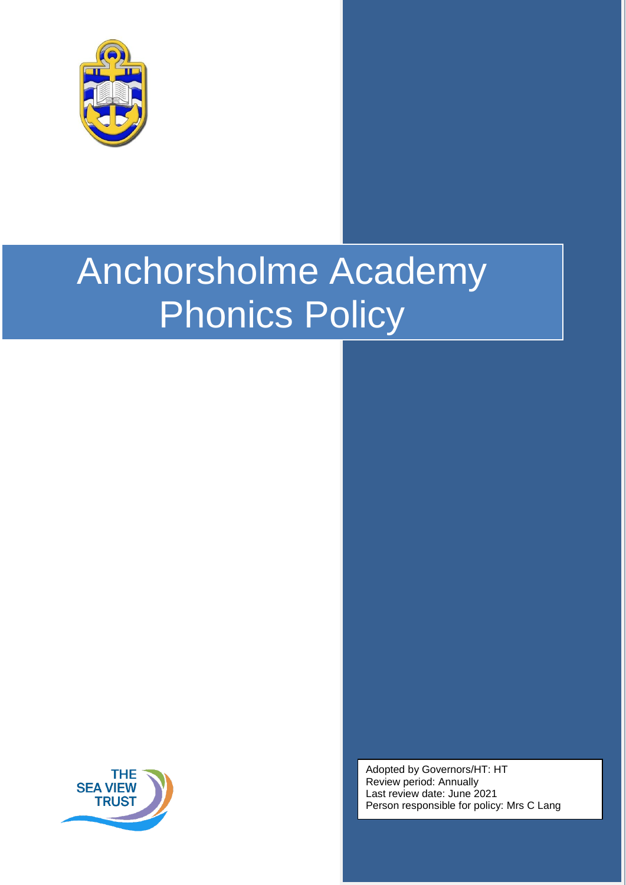# Anchorsholme Academy Phonics Policy

THE SEA VIEW TRUST

Adopted by Governors/HT: HT
Review period: Annually
Last review date: June 2021
Person responsible for policy: Mrs C Lang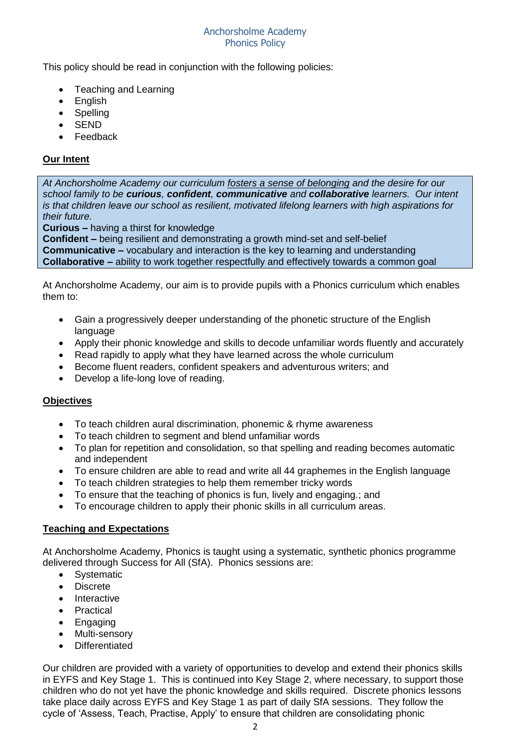# Anchorsholme Academy
## Phonics Policy

This policy should be read in conjunction with the following policies:

- Teaching and Learning
- English
- Spelling
- SEND
- Feedback

### Our Intent

> *At Anchorsholme Academy our curriculum fosters a sense of belonging and the desire for our school family to be **curious**, **confident**, **communicative** and **collaborative** learners. Our intent is that children leave our school as resilient, motivated lifelong learners with high aspirations for their future.*
>
> **Curious –** having a thirst for knowledge
> **Confident –** being resilient and demonstrating a growth mind-set and self-belief
> **Communicative –** vocabulary and interaction is the key to learning and understanding
> **Collaborative –** ability to work together respectfully and effectively towards a common goal

At Anchorsholme Academy, our aim is to provide pupils with a Phonics curriculum which enables them to:

- Gain a progressively deeper understanding of the phonetic structure of the English language
- Apply their phonic knowledge and skills to decode unfamiliar words fluently and accurately
- Read rapidly to apply what they have learned across the whole curriculum
- Become fluent readers, confident speakers and adventurous writers; and
- Develop a life-long love of reading.

### Objectives

- To teach children aural discrimination, phonemic & rhyme awareness
- To teach children to segment and blend unfamiliar words
- To plan for repetition and consolidation, so that spelling and reading becomes automatic and independent
- To ensure children are able to read and write all 44 graphemes in the English language
- To teach children strategies to help them remember tricky words
- To ensure that the teaching of phonics is fun, lively and engaging.; and
- To encourage children to apply their phonic skills in all curriculum areas.

### Teaching and Expectations

At Anchorsholme Academy, Phonics is taught using a systematic, synthetic phonics programme delivered through Success for All (SfA). Phonics sessions are:

- Systematic
- Discrete
- Interactive
- Practical
- Engaging
- Multi-sensory
- Differentiated

Our children are provided with a variety of opportunities to develop and extend their phonics skills in EYFS and Key Stage 1. This is continued into Key Stage 2, where necessary, to support those children who do not yet have the phonic knowledge and skills required. Discrete phonics lessons take place daily across EYFS and Key Stage 1 as part of daily SfA sessions. They follow the cycle of 'Assess, Teach, Practise, Apply' to ensure that children are consolidating phonic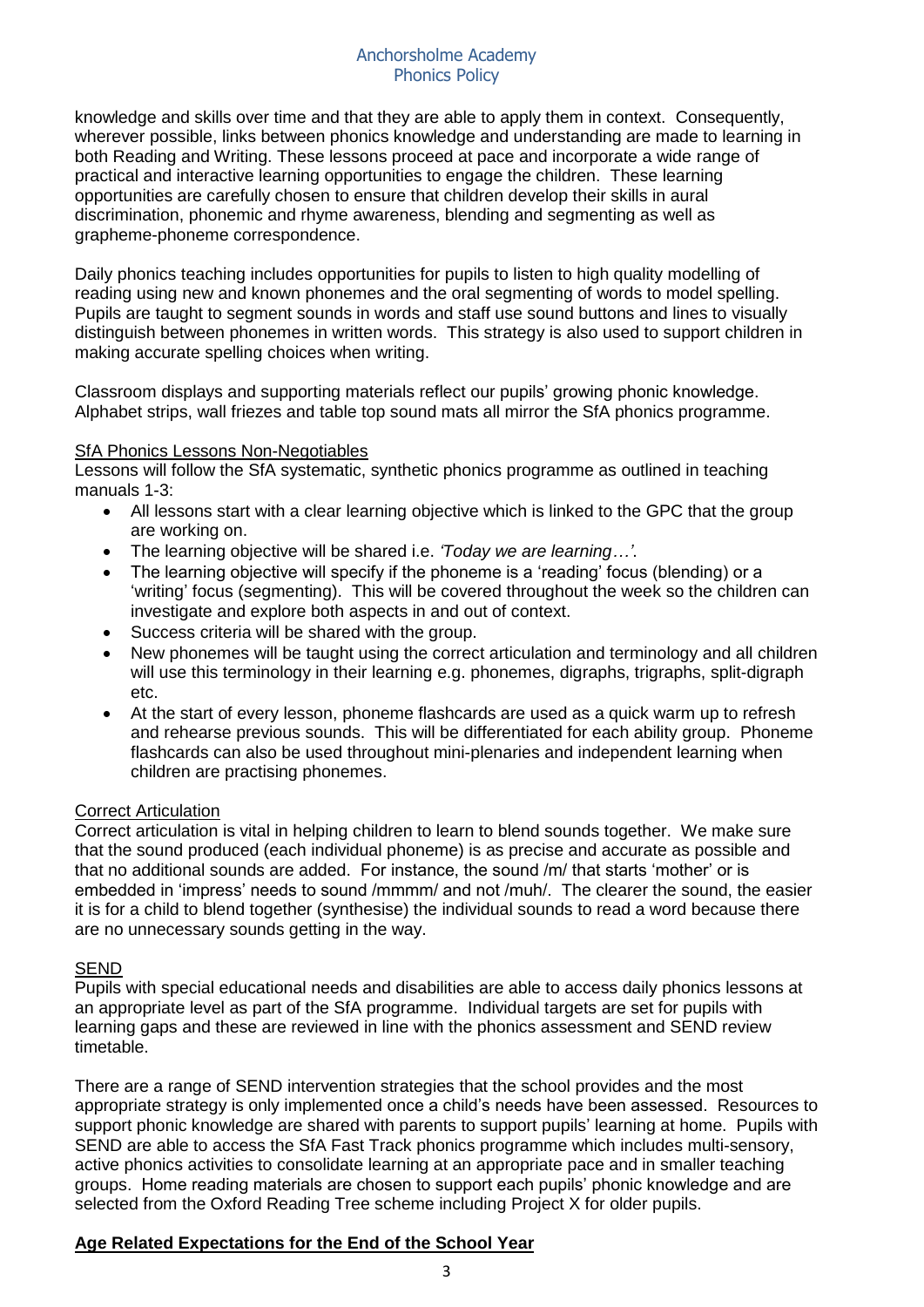knowledge and skills over time and that they are able to apply them in context. Consequently, wherever possible, links between phonics knowledge and understanding are made to learning in both Reading and Writing. These lessons proceed at pace and incorporate a wide range of practical and interactive learning opportunities to engage the children. These learning opportunities are carefully chosen to ensure that children develop their skills in aural discrimination, phonemic and rhyme awareness, blending and segmenting as well as grapheme-phoneme correspondence.

Daily phonics teaching includes opportunities for pupils to listen to high quality modelling of reading using new and known phonemes and the oral segmenting of words to model spelling. Pupils are taught to segment sounds in words and staff use sound buttons and lines to visually distinguish between phonemes in written words. This strategy is also used to support children in making accurate spelling choices when writing.

Classroom displays and supporting materials reflect our pupils' growing phonic knowledge. Alphabet strips, wall friezes and table top sound mats all mirror the SfA phonics programme.

### SfA Phonics Lessons Non-Negotiables

Lessons will follow the SfA systematic, synthetic phonics programme as outlined in teaching manuals 1-3:

- All lessons start with a clear learning objective which is linked to the GPC that the group are working on.
- The learning objective will be shared i.e. *'Today we are learning…'.*
- The learning objective will specify if the phoneme is a 'reading' focus (blending) or a 'writing' focus (segmenting). This will be covered throughout the week so the children can investigate and explore both aspects in and out of context.
- Success criteria will be shared with the group.
- New phonemes will be taught using the correct articulation and terminology and all children will use this terminology in their learning e.g. phonemes, digraphs, trigraphs, split-digraph etc.
- At the start of every lesson, phoneme flashcards are used as a quick warm up to refresh and rehearse previous sounds. This will be differentiated for each ability group. Phoneme flashcards can also be used throughout mini-plenaries and independent learning when children are practising phonemes.

### Correct Articulation

Correct articulation is vital in helping children to learn to blend sounds together. We make sure that the sound produced (each individual phoneme) is as precise and accurate as possible and that no additional sounds are added. For instance, the sound /m/ that starts 'mother' or is embedded in 'impress' needs to sound /mmmm/ and not /muh/. The clearer the sound, the easier it is for a child to blend together (synthesise) the individual sounds to read a word because there are no unnecessary sounds getting in the way.

### SEND

Pupils with special educational needs and disabilities are able to access daily phonics lessons at an appropriate level as part of the SfA programme. Individual targets are set for pupils with learning gaps and these are reviewed in line with the phonics assessment and SEND review timetable.

There are a range of SEND intervention strategies that the school provides and the most appropriate strategy is only implemented once a child's needs have been assessed. Resources to support phonic knowledge are shared with parents to support pupils' learning at home. Pupils with SEND are able to access the SfA Fast Track phonics programme which includes multi-sensory, active phonics activities to consolidate learning at an appropriate pace and in smaller teaching groups. Home reading materials are chosen to support each pupils' phonic knowledge and are selected from the Oxford Reading Tree scheme including Project X for older pupils.

## Age Related Expectations for the End of the School Year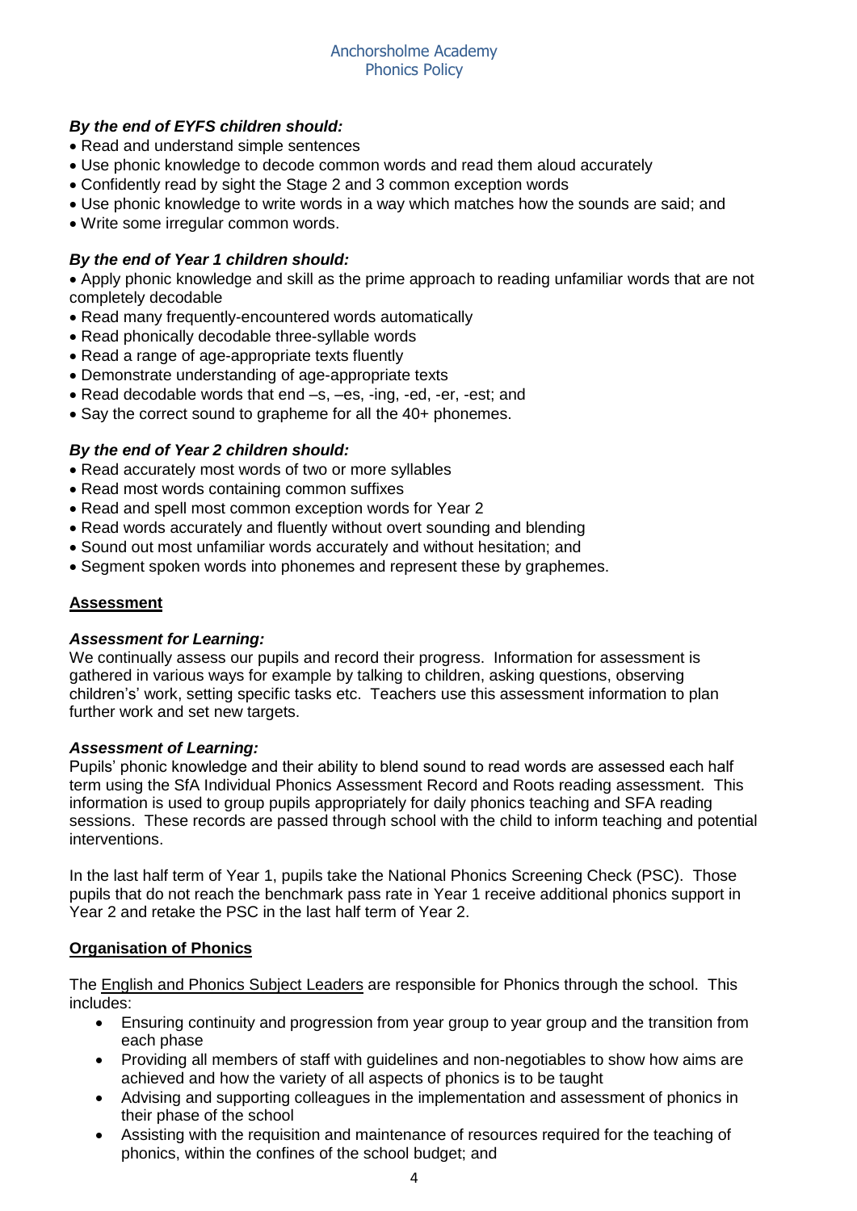***By the end of EYFS children should:***

- Read and understand simple sentences
- Use phonic knowledge to decode common words and read them aloud accurately
- Confidently read by sight the Stage 2 and 3 common exception words
- Use phonic knowledge to write words in a way which matches how the sounds are said; and
- Write some irregular common words.

***By the end of Year 1 children should:***

- Apply phonic knowledge and skill as the prime approach to reading unfamiliar words that are not completely decodable
- Read many frequently-encountered words automatically
- Read phonically decodable three-syllable words
- Read a range of age-appropriate texts fluently
- Demonstrate understanding of age-appropriate texts
- Read decodable words that end –s, –es, -ing, -ed, -er, -est; and
- Say the correct sound to grapheme for all the 40+ phonemes.

***By the end of Year 2 children should:***

- Read accurately most words of two or more syllables
- Read most words containing common suffixes
- Read and spell most common exception words for Year 2
- Read words accurately and fluently without overt sounding and blending
- Sound out most unfamiliar words accurately and without hesitation; and
- Segment spoken words into phonemes and represent these by graphemes.

## Assessment

***Assessment for Learning:***

We continually assess our pupils and record their progress. Information for assessment is gathered in various ways for example by talking to children, asking questions, observing children's' work, setting specific tasks etc. Teachers use this assessment information to plan further work and set new targets.

***Assessment of Learning:***

Pupils' phonic knowledge and their ability to blend sound to read words are assessed each half term using the SfA Individual Phonics Assessment Record and Roots reading assessment. This information is used to group pupils appropriately for daily phonics teaching and SFA reading sessions. These records are passed through school with the child to inform teaching and potential interventions.

In the last half term of Year 1, pupils take the National Phonics Screening Check (PSC). Those pupils that do not reach the benchmark pass rate in Year 1 receive additional phonics support in Year 2 and retake the PSC in the last half term of Year 2.

## Organisation of Phonics

The English and Phonics Subject Leaders are responsible for Phonics through the school. This includes:

- Ensuring continuity and progression from year group to year group and the transition from each phase
- Providing all members of staff with guidelines and non-negotiables to show how aims are achieved and how the variety of all aspects of phonics is to be taught
- Advising and supporting colleagues in the implementation and assessment of phonics in their phase of the school
- Assisting with the requisition and maintenance of resources required for the teaching of phonics, within the confines of the school budget; and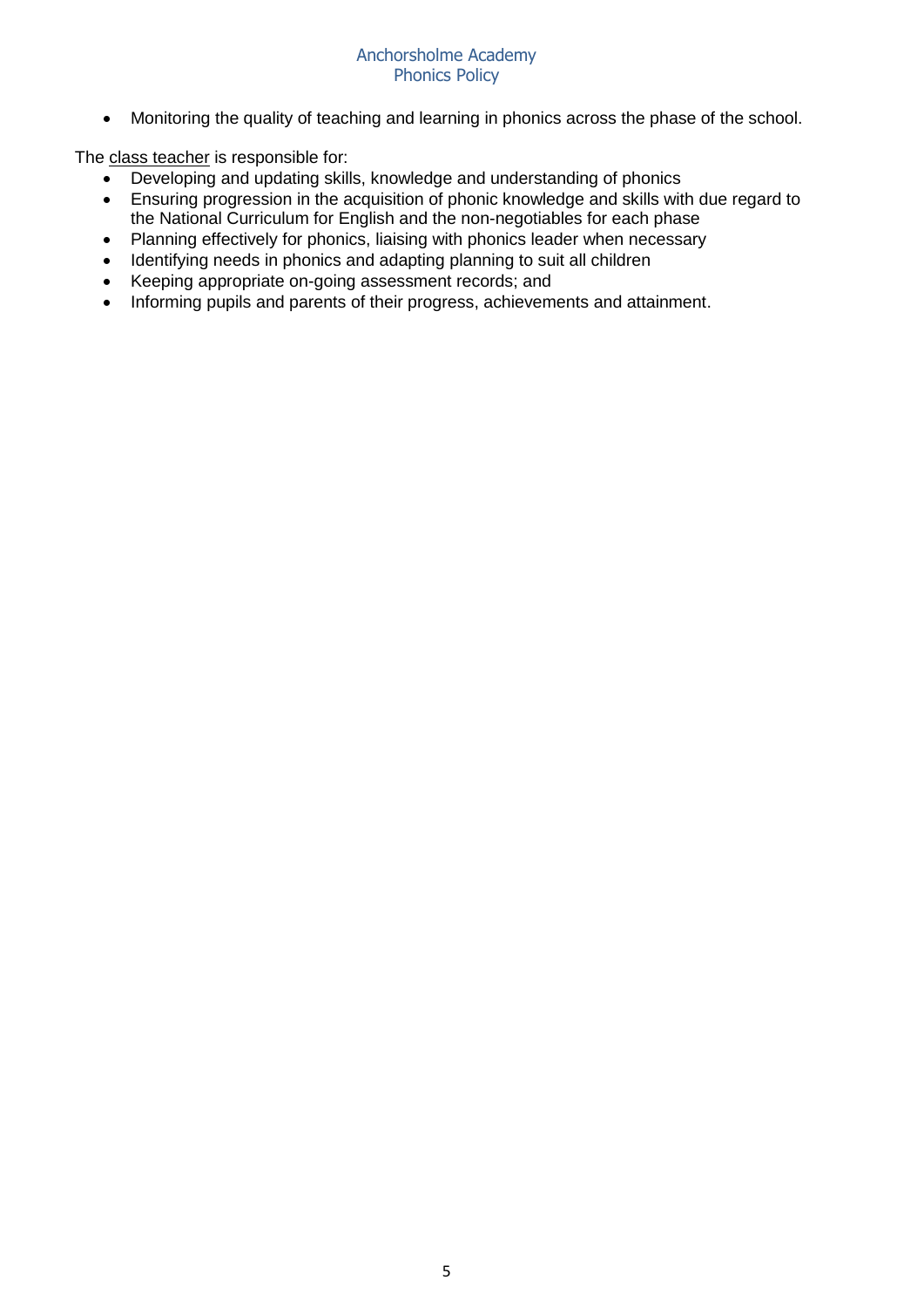- Monitoring the quality of teaching and learning in phonics across the phase of the school.

The <u>class teacher</u> is responsible for:

- Developing and updating skills, knowledge and understanding of phonics
- Ensuring progression in the acquisition of phonic knowledge and skills with due regard to the National Curriculum for English and the non-negotiables for each phase
- Planning effectively for phonics, liaising with phonics leader when necessary
- Identifying needs in phonics and adapting planning to suit all children
- Keeping appropriate on-going assessment records; and
- Informing pupils and parents of their progress, achievements and attainment.